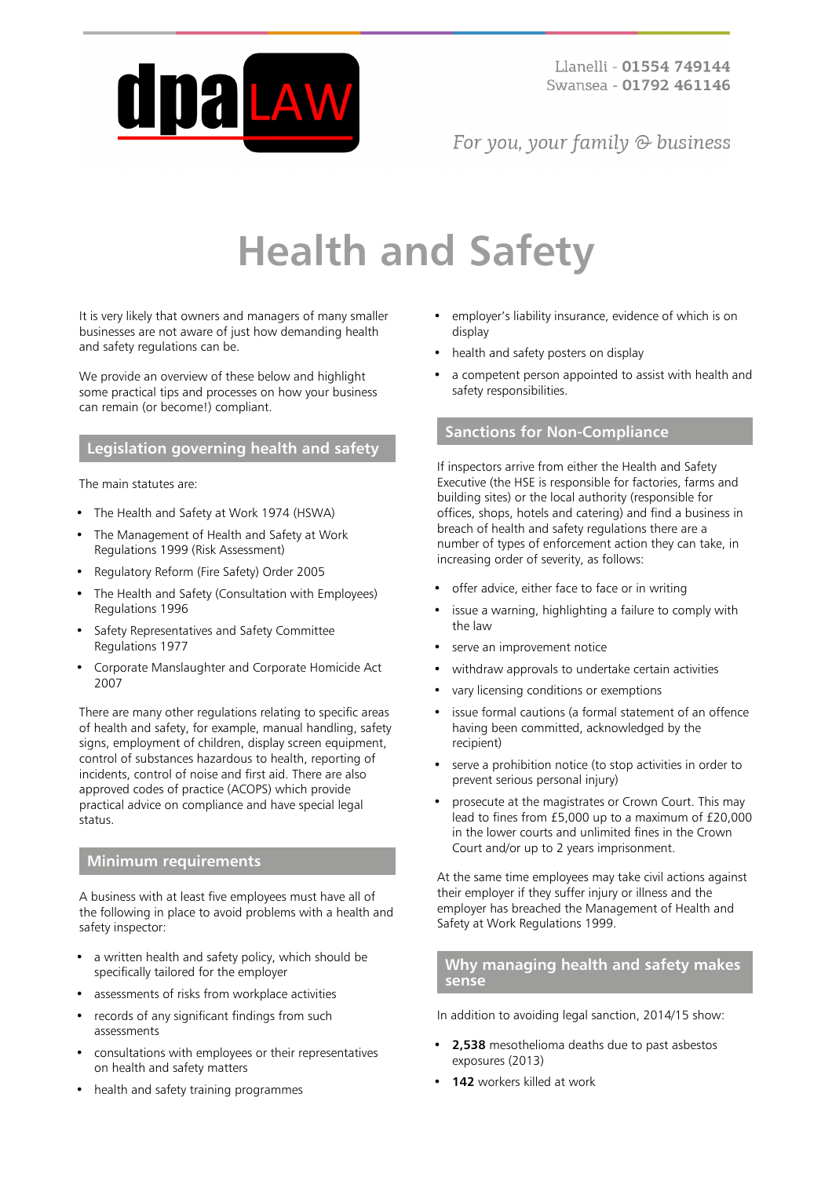Llanelli - **01554 749144**
Swansea - **01792 461146**

*For you, your family & business*

# Health and Safety

It is very likely that owners and managers of many smaller businesses are not aware of just how demanding health and safety regulations can be.

We provide an overview of these below and highlight some practical tips and processes on how your business can remain (or become!) compliant.

## Legislation governing health and safety

The main statutes are:

- The Health and Safety at Work 1974 (HSWA)
- The Management of Health and Safety at Work Regulations 1999 (Risk Assessment)
- Regulatory Reform (Fire Safety) Order 2005
- The Health and Safety (Consultation with Employees) Regulations 1996
- Safety Representatives and Safety Committee Regulations 1977
- Corporate Manslaughter and Corporate Homicide Act 2007

There are many other regulations relating to specific areas of health and safety, for example, manual handling, safety signs, employment of children, display screen equipment, control of substances hazardous to health, reporting of incidents, control of noise and first aid. There are also approved codes of practice (ACOPS) which provide practical advice on compliance and have special legal status.

## Minimum requirements

A business with at least five employees must have all of the following in place to avoid problems with a health and safety inspector:

- a written health and safety policy, which should be specifically tailored for the employer
- assessments of risks from workplace activities
- records of any significant findings from such assessments
- consultations with employees or their representatives on health and safety matters
- health and safety training programmes
- employer's liability insurance, evidence of which is on display
- health and safety posters on display
- a competent person appointed to assist with health and safety responsibilities.

## Sanctions for Non-Compliance

If inspectors arrive from either the Health and Safety Executive (the HSE is responsible for factories, farms and building sites) or the local authority (responsible for offices, shops, hotels and catering) and find a business in breach of health and safety regulations there are a number of types of enforcement action they can take, in increasing order of severity, as follows:

- offer advice, either face to face or in writing
- issue a warning, highlighting a failure to comply with the law
- serve an improvement notice
- withdraw approvals to undertake certain activities
- vary licensing conditions or exemptions
- issue formal cautions (a formal statement of an offence having been committed, acknowledged by the recipient)
- serve a prohibition notice (to stop activities in order to prevent serious personal injury)
- prosecute at the magistrates or Crown Court. This may lead to fines from £5,000 up to a maximum of £20,000 in the lower courts and unlimited fines in the Crown Court and/or up to 2 years imprisonment.

At the same time employees may take civil actions against their employer if they suffer injury or illness and the employer has breached the Management of Health and Safety at Work Regulations 1999.

## Why managing health and safety makes sense

In addition to avoiding legal sanction, 2014/15 show:

- **2,538** mesothelioma deaths due to past asbestos exposures (2013)
- **142** workers killed at work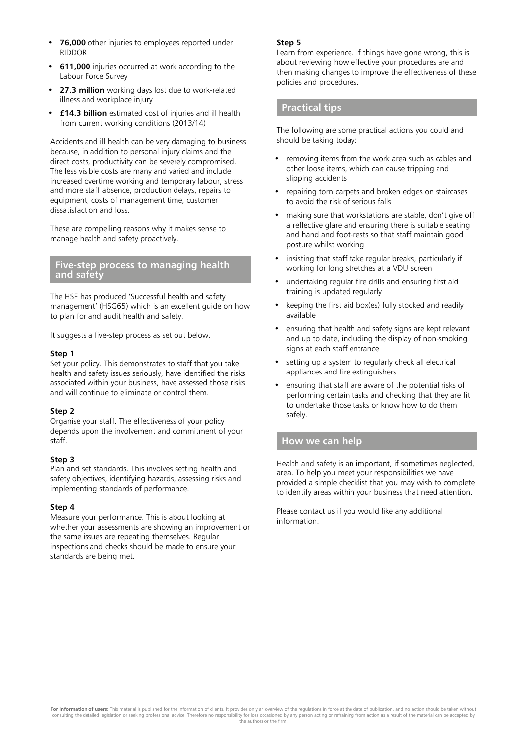- **76,000** other injuries to employees reported under RIDDOR
- **611,000** injuries occurred at work according to the Labour Force Survey
- **27.3 million** working days lost due to work-related illness and workplace injury
- **£14.3 billion** estimated cost of injuries and ill health from current working conditions (2013/14)

Accidents and ill health can be very damaging to business because, in addition to personal injury claims and the direct costs, productivity can be severely compromised. The less visible costs are many and varied and include increased overtime working and temporary labour, stress and more staff absence, production delays, repairs to equipment, costs of management time, customer dissatisfaction and loss.

These are compelling reasons why it makes sense to manage health and safety proactively.

## Five-step process to managing health and safety

The HSE has produced 'Successful health and safety management' (HSG65) which is an excellent guide on how to plan for and audit health and safety.

It suggests a five-step process as set out below.

**Step 1**
Set your policy. This demonstrates to staff that you take health and safety issues seriously, have identified the risks associated within your business, have assessed those risks and will continue to eliminate or control them.

**Step 2**
Organise your staff. The effectiveness of your policy depends upon the involvement and commitment of your staff.

**Step 3**
Plan and set standards. This involves setting health and safety objectives, identifying hazards, assessing risks and implementing standards of performance.

**Step 4**
Measure your performance. This is about looking at whether your assessments are showing an improvement or the same issues are repeating themselves. Regular inspections and checks should be made to ensure your standards are being met.

**Step 5**
Learn from experience. If things have gone wrong, this is about reviewing how effective your procedures are and then making changes to improve the effectiveness of these policies and procedures.

## Practical tips

The following are some practical actions you could and should be taking today:

- removing items from the work area such as cables and other loose items, which can cause tripping and slipping accidents
- repairing torn carpets and broken edges on staircases to avoid the risk of serious falls
- making sure that workstations are stable, don't give off a reflective glare and ensuring there is suitable seating and hand and foot-rests so that staff maintain good posture whilst working
- insisting that staff take regular breaks, particularly if working for long stretches at a VDU screen
- undertaking regular fire drills and ensuring first aid training is updated regularly
- keeping the first aid box(es) fully stocked and readily available
- ensuring that health and safety signs are kept relevant and up to date, including the display of non-smoking signs at each staff entrance
- setting up a system to regularly check all electrical appliances and fire extinguishers
- ensuring that staff are aware of the potential risks of performing certain tasks and checking that they are fit to undertake those tasks or know how to do them safely.

## How we can help

Health and safety is an important, if sometimes neglected, area. To help you meet your responsibilities we have provided a simple checklist that you may wish to complete to identify areas within your business that need attention.

Please contact us if you would like any additional information.

**For information of users:** This material is published for the information of clients. It provides only an overview of the regulations in force at the date of publication, and no action should be taken without consulting the detailed legislation or seeking professional advice. Therefore no responsibility for loss occasioned by any person acting or refraining from action as a result of the material can be accepted by the authors or the firm.